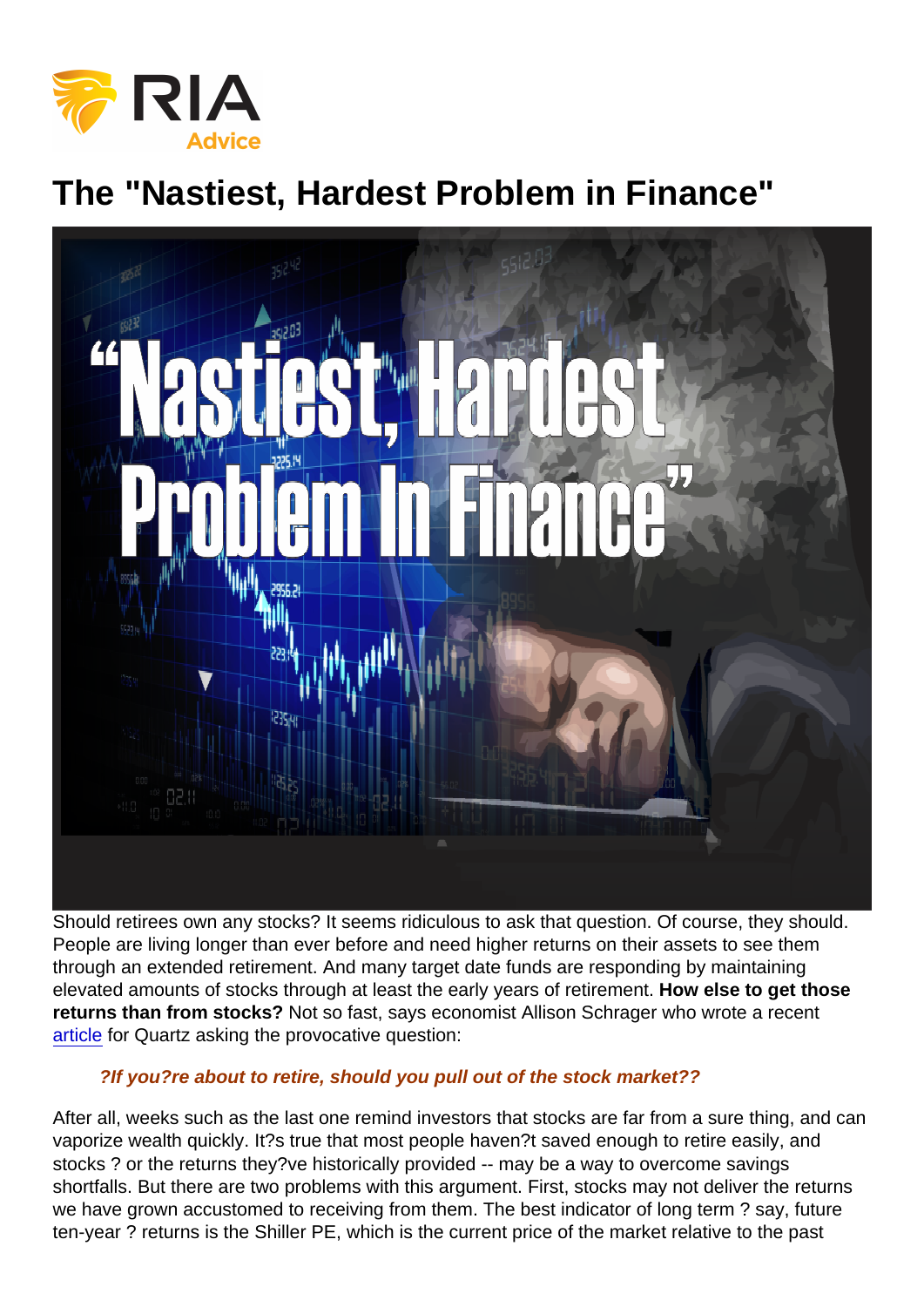# The "Nastiest, Hardest Problem in Finance"

Should retirees own any stocks? It seems ridiculous to ask that question. Of course, they should. People are living longer than ever before and need higher returns on their assets to see them through an extended retirement. And many target date funds are responding by maintaining elevated amounts of stocks through at least the early years of retirement. **How else to get those returns than from stocks?** Not so fast, says economist Allison Schrager who wrote a recent article for Quartz asking the provocative question:

> ***?If you?re about to retire, should you pull out of the stock market??***

After all, weeks such as the last one remind investors that stocks are far from a sure thing, and can vaporize wealth quickly. It?s true that most people haven?t saved enough to retire easily, and stocks ? or the returns they?ve historically provided -- may be a way to overcome savings shortfalls. But there are two problems with this argument. First, stocks may not deliver the returns we have grown accustomed to receiving from them. The best indicator of long term ? say, future ten-year ? returns is the Shiller PE, which is the current price of the market relative to the past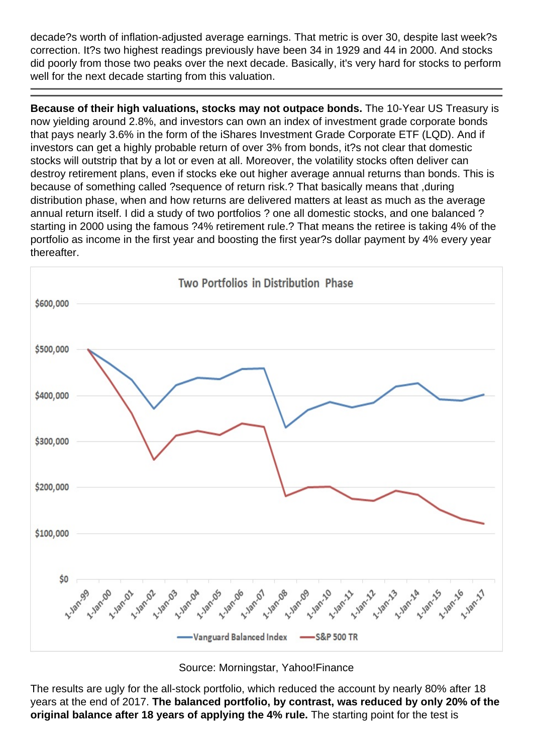decade?s worth of inflation-adjusted average earnings. That metric is over 30, despite last week?s correction. It?s two highest readings previously have been 34 in 1929 and 44 in 2000. And stocks did poorly from those two peaks over the next decade. Basically, it's very hard for stocks to perform well for the next decade starting from this valuation.

---

**Because of their high valuations, stocks may not outpace bonds.** The 10-Year US Treasury is now yielding around 2.8%, and investors can own an index of investment grade corporate bonds that pays nearly 3.6% in the form of the iShares Investment Grade Corporate ETF (LQD). And if investors can get a highly probable return of over 3% from bonds, it?s not clear that domestic stocks will outstrip that by a lot or even at all. Moreover, the volatility stocks often deliver can destroy retirement plans, even if stocks eke out higher average annual returns than bonds. This is because of something called ?sequence of return risk.? That basically means that ,during distribution phase, when and how returns are delivered matters at least as much as the average annual return itself. I did a study of two portfolios ? one all domestic stocks, and one balanced ? starting in 2000 using the famous ?4% retirement rule.? That means the retiree is taking 4% of the portfolio as income in the first year and boosting the first year?s dollar payment by 4% every year thereafter.

Two Portfolios in Distribution Phase

Source: Morningstar, Yahoo!Finance

The results are ugly for the all-stock portfolio, which reduced the account by nearly 80% after 18 years at the end of 2017. **The balanced portfolio, by contrast, was reduced by only 20% of the original balance after 18 years of applying the 4% rule.** The starting point for the test is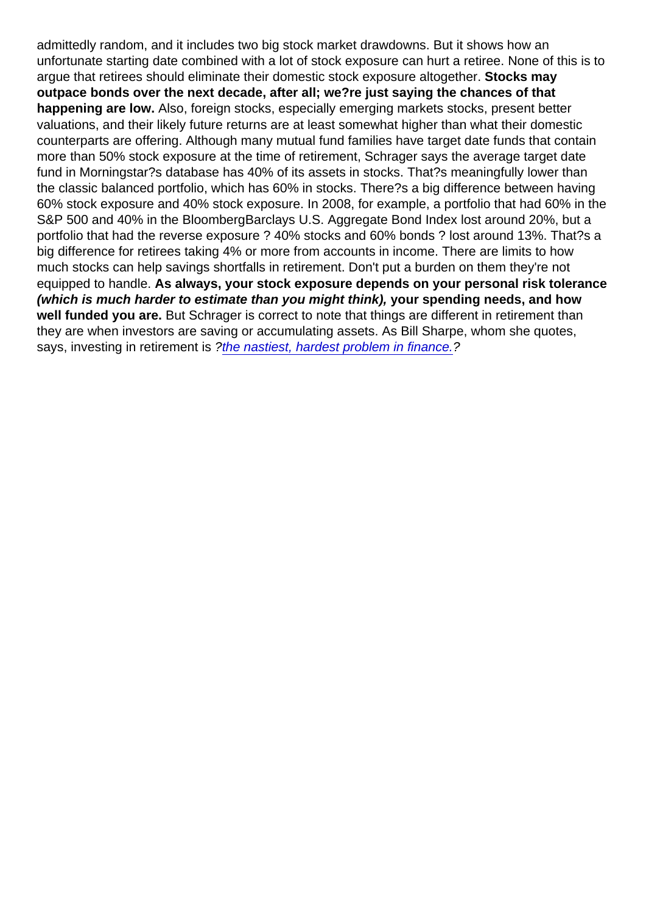admittedly random, and it includes two big stock market drawdowns. But it shows how an unfortunate starting date combined with a lot of stock exposure can hurt a retiree. None of this is to argue that retirees should eliminate their domestic stock exposure altogether. **Stocks may outpace bonds over the next decade, after all; we?re just saying the chances of that happening are low.** Also, foreign stocks, especially emerging markets stocks, present better valuations, and their likely future returns are at least somewhat higher than what their domestic counterparts are offering. Although many mutual fund families have target date funds that contain more than 50% stock exposure at the time of retirement, Schrager says the average target date fund in Morningstar?s database has 40% of its assets in stocks. That?s meaningfully lower than the classic balanced portfolio, which has 60% in stocks. There?s a big difference between having 60% stock exposure and 40% stock exposure. In 2008, for example, a portfolio that had 60% in the S&P 500 and 40% in the BloombergBarclays U.S. Aggregate Bond Index lost around 20%, but a portfolio that had the reverse exposure ? 40% stocks and 60% bonds ? lost around 13%. That?s a big difference for retirees taking 4% or more from accounts in income. There are limits to how much stocks can help savings shortfalls in retirement. Don't put a burden on them they're not equipped to handle. **As always, your stock exposure depends on your personal risk tolerance *(which is much harder to estimate than you might think),* your spending needs, and how well funded you are.** But Schrager is correct to note that things are different in retirement than they are when investors are saving or accumulating assets. As Bill Sharpe, whom she quotes, says, investing in retirement is *?the nastiest, hardest problem in finance.?*